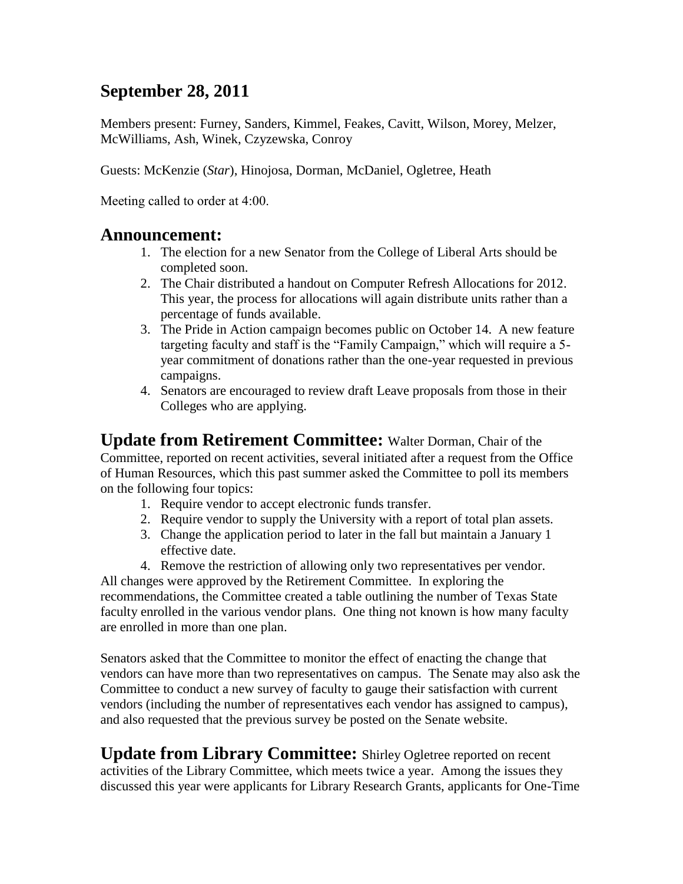## September 28, 2011

Members present: Furney, Sanders, Kimmel, Feakes, Cavitt, Wilson, Morey, Melzer, McWilliams, Ash, Winek, Czyzewska, Conroy

Guests: McKenzie (*Star*), Hinojosa, Dorman, McDaniel, Ogletree, Heath

Meeting called to order at 4:00.

# Announcement:

1. The election for a new Senator from the College of Liberal Arts should be completed soon.
2. The Chair distributed a handout on Computer Refresh Allocations for 2012. This year, the process for allocations will again distribute units rather than a percentage of funds available.
3. The Pride in Action campaign becomes public on October 14. A new feature targeting faculty and staff is the "Family Campaign," which will require a 5-year commitment of donations rather than the one-year requested in previous campaigns.
4. Senators are encouraged to review draft Leave proposals from those in their Colleges who are applying.

**Update from Retirement Committee:** Walter Dorman, Chair of the Committee, reported on recent activities, several initiated after a request from the Office of Human Resources, which this past summer asked the Committee to poll its members on the following four topics:

1. Require vendor to accept electronic funds transfer.
2. Require vendor to supply the University with a report of total plan assets.
3. Change the application period to later in the fall but maintain a January 1 effective date.
4. Remove the restriction of allowing only two representatives per vendor.

All changes were approved by the Retirement Committee. In exploring the recommendations, the Committee created a table outlining the number of Texas State faculty enrolled in the various vendor plans. One thing not known is how many faculty are enrolled in more than one plan.

Senators asked that the Committee to monitor the effect of enacting the change that vendors can have more than two representatives on campus. The Senate may also ask the Committee to conduct a new survey of faculty to gauge their satisfaction with current vendors (including the number of representatives each vendor has assigned to campus), and also requested that the previous survey be posted on the Senate website.

**Update from Library Committee:** Shirley Ogletree reported on recent activities of the Library Committee, which meets twice a year. Among the issues they discussed this year were applicants for Library Research Grants, applicants for One-Time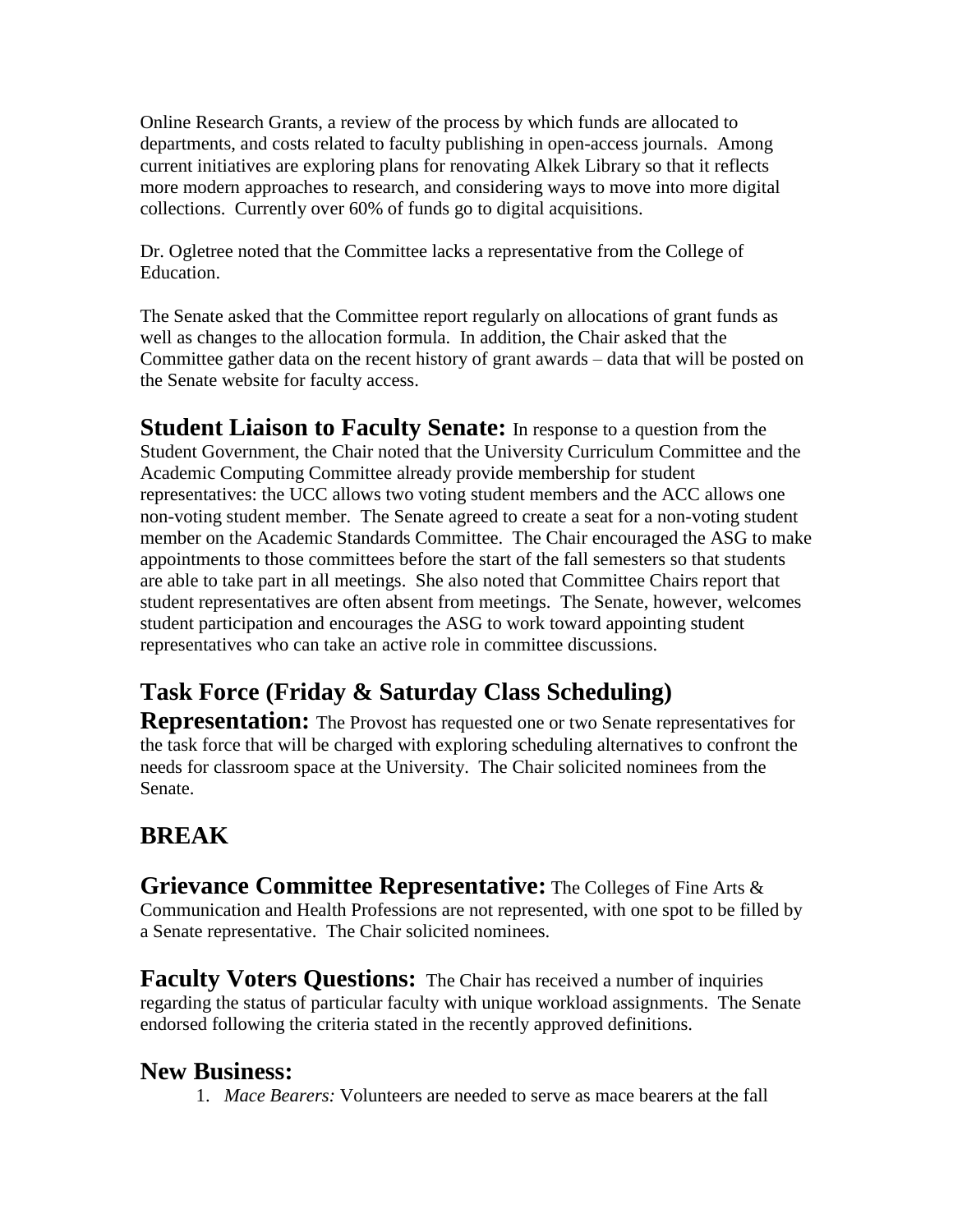Online Research Grants, a review of the process by which funds are allocated to departments, and costs related to faculty publishing in open-access journals. Among current initiatives are exploring plans for renovating Alkek Library so that it reflects more modern approaches to research, and considering ways to move into more digital collections. Currently over 60% of funds go to digital acquisitions.

Dr. Ogletree noted that the Committee lacks a representative from the College of Education.

The Senate asked that the Committee report regularly on allocations of grant funds as well as changes to the allocation formula. In addition, the Chair asked that the Committee gather data on the recent history of grant awards – data that will be posted on the Senate website for faculty access.

**Student Liaison to Faculty Senate:** In response to a question from the Student Government, the Chair noted that the University Curriculum Committee and the Academic Computing Committee already provide membership for student representatives: the UCC allows two voting student members and the ACC allows one non-voting student member. The Senate agreed to create a seat for a non-voting student member on the Academic Standards Committee. The Chair encouraged the ASG to make appointments to those committees before the start of the fall semesters so that students are able to take part in all meetings. She also noted that Committee Chairs report that student representatives are often absent from meetings. The Senate, however, welcomes student participation and encourages the ASG to work toward appointing student representatives who can take an active role in committee discussions.

## Task Force (Friday & Saturday Class Scheduling)

**Representation:** The Provost has requested one or two Senate representatives for the task force that will be charged with exploring scheduling alternatives to confront the needs for classroom space at the University. The Chair solicited nominees from the Senate.

## BREAK

**Grievance Committee Representative:** The Colleges of Fine Arts & Communication and Health Professions are not represented, with one spot to be filled by a Senate representative. The Chair solicited nominees.

**Faculty Voters Questions:** The Chair has received a number of inquiries regarding the status of particular faculty with unique workload assignments. The Senate endorsed following the criteria stated in the recently approved definitions.

## New Business:

1. *Mace Bearers:* Volunteers are needed to serve as mace bearers at the fall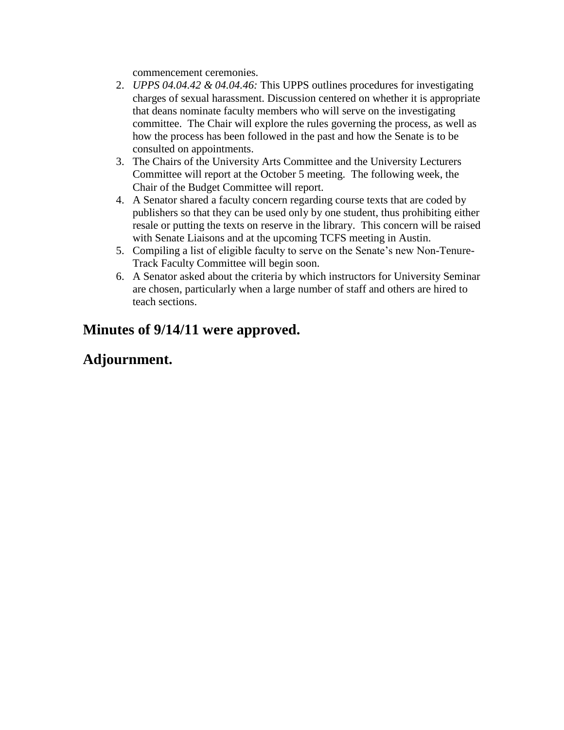commencement ceremonies.

2. *UPPS 04.04.42 & 04.04.46:* This UPPS outlines procedures for investigating charges of sexual harassment. Discussion centered on whether it is appropriate that deans nominate faculty members who will serve on the investigating committee. The Chair will explore the rules governing the process, as well as how the process has been followed in the past and how the Senate is to be consulted on appointments.
3. The Chairs of the University Arts Committee and the University Lecturers Committee will report at the October 5 meeting. The following week, the Chair of the Budget Committee will report.
4. A Senator shared a faculty concern regarding course texts that are coded by publishers so that they can be used only by one student, thus prohibiting either resale or putting the texts on reserve in the library. This concern will be raised with Senate Liaisons and at the upcoming TCFS meeting in Austin.
5. Compiling a list of eligible faculty to serve on the Senate's new Non-Tenure-Track Faculty Committee will begin soon.
6. A Senator asked about the criteria by which instructors for University Seminar are chosen, particularly when a large number of staff and others are hired to teach sections.

## Minutes of 9/14/11 were approved.

## Adjournment.